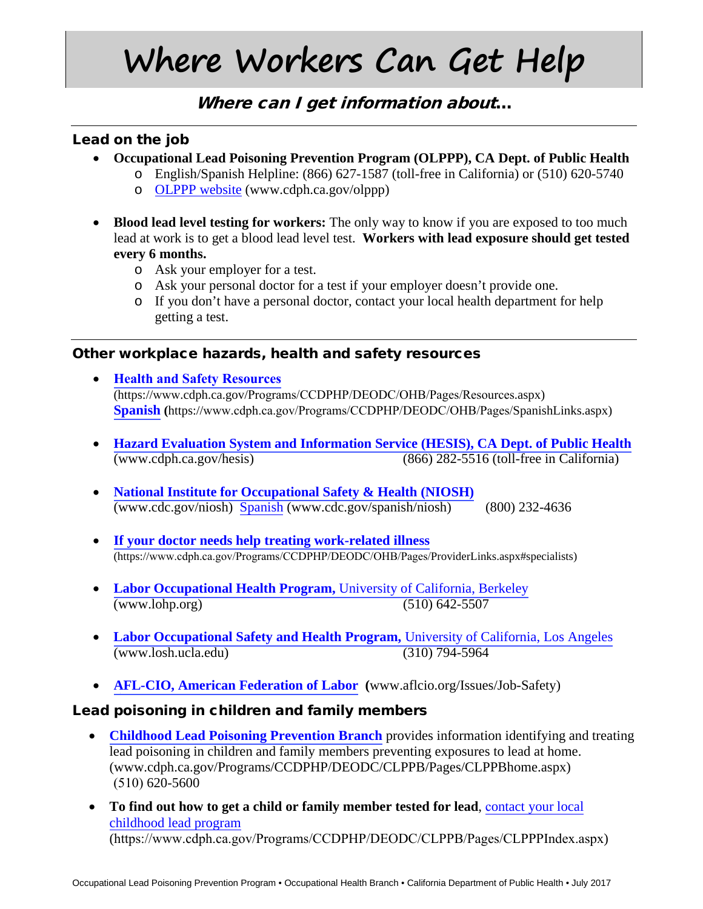# Where Workers Can Get Help

## *Where can I get information about…*

### Lead on the job

- **Occupational Lead Poisoning Prevention Program (OLPPP), CA Dept. of Public Health**
  - English/Spanish Helpline: (866) 627-1587 (toll-free in California) or (510) 620-5740
  - OLPPP website (www.cdph.ca.gov/olppp)

- **Blood lead level testing for workers:** The only way to know if you are exposed to too much lead at work is to get a blood lead level test. **Workers with lead exposure should get tested every 6 months.**
  - Ask your employer for a test.
  - Ask your personal doctor for a test if your employer doesn't provide one.
  - If you don't have a personal doctor, contact your local health department for help getting a test.

### Other workplace hazards, health and safety resources

- **Health and Safety Resources** (https://www.cdph.ca.gov/Programs/CCDPHP/DEODC/OHB/Pages/Resources.aspx)
  **Spanish** (https://www.cdph.ca.gov/Programs/CCDPHP/DEODC/OHB/Pages/SpanishLinks.aspx)

- **Hazard Evaluation System and Information Service (HESIS), CA Dept. of Public Health**
  (www.cdph.ca.gov/hesis) (866) 282-5516 (toll-free in California)

- **National Institute for Occupational Safety & Health (NIOSH)**
  (www.cdc.gov/niosh) Spanish (www.cdc.gov/spanish/niosh) (800) 232-4636

- **If your doctor needs help treating work-related illness**
  (https://www.cdph.ca.gov/Programs/CCDPHP/DEODC/OHB/Pages/ProviderLinks.aspx#specialists)

- **Labor Occupational Health Program,** University of California, Berkeley
  (www.lohp.org) (510) 642-5507

- **Labor Occupational Safety and Health Program,** University of California, Los Angeles
  (www.losh.ucla.edu) (310) 794-5964

- **AFL-CIO, American Federation of Labor** (www.aflcio.org/Issues/Job-Safety)

### Lead poisoning in children and family members

- **Childhood Lead Poisoning Prevention Branch** provides information identifying and treating lead poisoning in children and family members preventing exposures to lead at home.
  (www.cdph.ca.gov/Programs/CCDPHP/DEODC/CLPPB/Pages/CLPPBhome.aspx)
  (510) 620-5600

- **To find out how to get a child or family member tested for lead**, contact your local childhood lead program
  (https://www.cdph.ca.gov/Programs/CCDPHP/DEODC/CLPPB/Pages/CLPPPIndex.aspx)

Occupational Lead Poisoning Prevention Program • Occupational Health Branch • California Department of Public Health • July 2017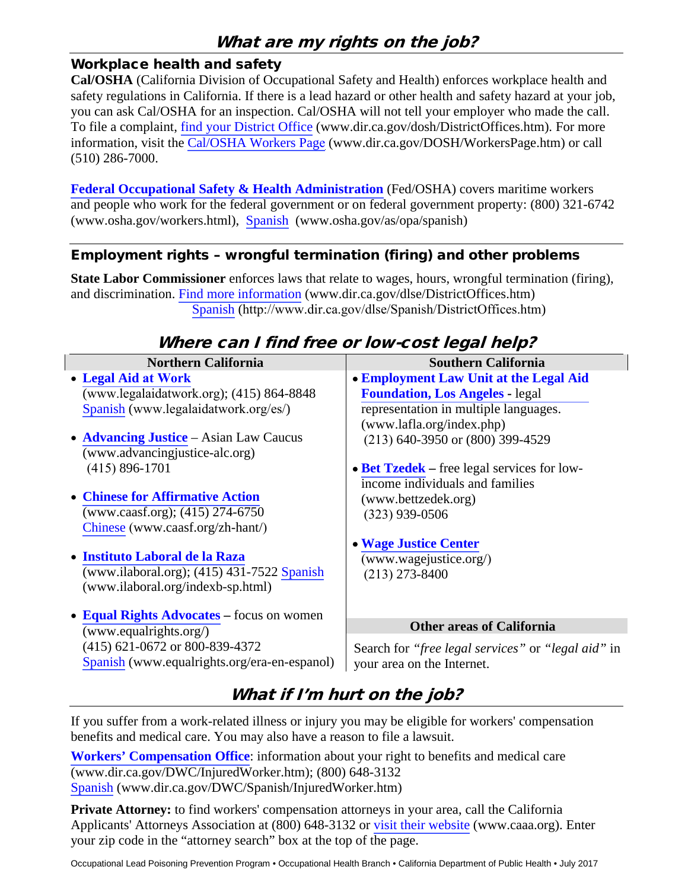## *What are my rights on the job?*

### Workplace health and safety

**Cal/OSHA** (California Division of Occupational Safety and Health) enforces workplace health and safety regulations in California. If there is a lead hazard or other health and safety hazard at your job, you can ask Cal/OSHA for an inspection. Cal/OSHA will not tell your employer who made the call. To file a complaint, find your District Office (www.dir.ca.gov/dosh/DistrictOffices.htm). For more information, visit the Cal/OSHA Workers Page (www.dir.ca.gov/DOSH/WorkersPage.htm) or call (510) 286-7000.

**Federal Occupational Safety & Health Administration** (Fed/OSHA) covers maritime workers and people who work for the federal government or on federal government property: (800) 321-6742 (www.osha.gov/workers.html), Spanish (www.osha.gov/as/opa/spanish)

### Employment rights – wrongful termination (firing) and other problems

**State Labor Commissioner** enforces laws that relate to wages, hours, wrongful termination (firing), and discrimination. Find more information (www.dir.ca.gov/dlse/DistrictOffices.htm)
Spanish (http://www.dir.ca.gov/dlse/Spanish/DistrictOffices.htm)

## *Where can I find free or low-cost legal help?*

### Northern California

- **Legal Aid at Work**
  (www.legalaidatwork.org); (415) 864-8848
  Spanish (www.legalaidatwork.org/es/)
- **Advancing Justice** – Asian Law Caucus
  (www.advancingjustice-alc.org)
  (415) 896-1701
- **Chinese for Affirmative Action**
  (www.caasf.org); (415) 274-6750
  Chinese (www.caasf.org/zh-hant/)
- **Instituto Laboral de la Raza**
  (www.ilaboral.org); (415) 431-7522 Spanish
  (www.ilaboral.org/indexb-sp.html)
- **Equal Rights Advocates** – focus on women
  (www.equalrights.org/)
  (415) 621-0672 or 800-839-4372
  Spanish (www.equalrights.org/era-en-espanol)

### Southern California

- **Employment Law Unit at the Legal Aid Foundation, Los Angeles** - legal representation in multiple languages.
  (www.lafla.org/index.php)
  (213) 640-3950 or (800) 399-4529
- **Bet Tzedek** – free legal services for low-income individuals and families
  (www.bettzedek.org)
  (323) 939-0506
- **Wage Justice Center**
  (www.wagejustice.org/)
  (213) 273-8400

### Other areas of California

Search for *"free legal services"* or *"legal aid"* in your area on the Internet.

## *What if I'm hurt on the job?*

If you suffer from a work-related illness or injury you may be eligible for workers' compensation benefits and medical care. You may also have a reason to file a lawsuit.

**Workers' Compensation Office**: information about your right to benefits and medical care (www.dir.ca.gov/DWC/InjuredWorker.htm); (800) 648-3132
Spanish (www.dir.ca.gov/DWC/Spanish/InjuredWorker.htm)

**Private Attorney:** to find workers' compensation attorneys in your area, call the California Applicants' Attorneys Association at (800) 648-3132 or visit their website (www.caaa.org). Enter your zip code in the "attorney search" box at the top of the page.

Occupational Lead Poisoning Prevention Program • Occupational Health Branch • California Department of Public Health • July 2017